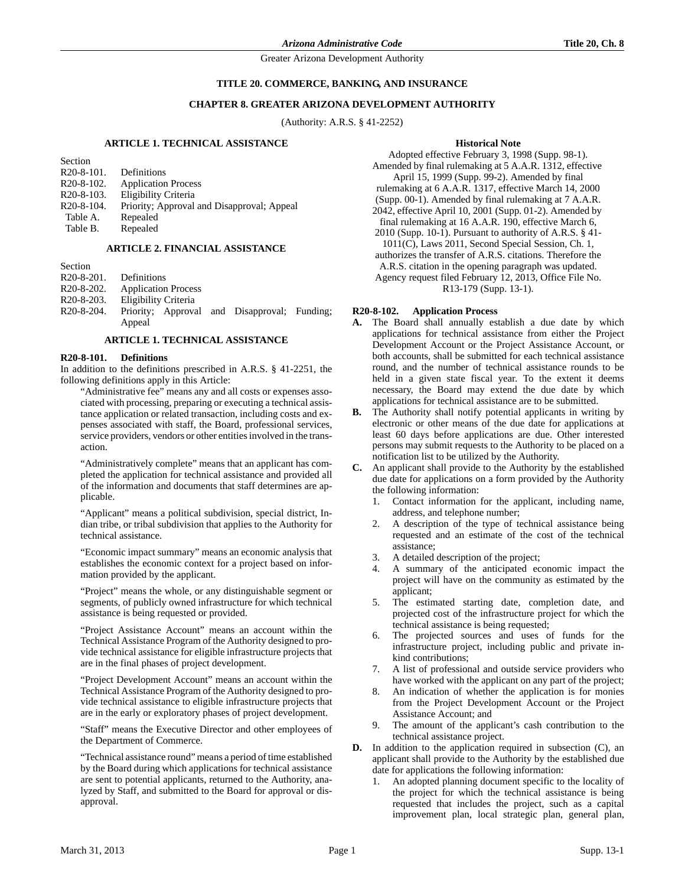## TITLE 20. COMMERCE, BANKING, AND INSURANCE

## CHAPTER 8. GREATER ARIZONA DEVELOPMENT AUTHORITY

(Authority: A.R.S. § 41-2252)

### ARTICLE 1. TECHNICAL ASSISTANCE

| Section | |
|---|---|
| R20-8-101. | Definitions |
| R20-8-102. | Application Process |
| R20-8-103. | Eligibility Criteria |
| R20-8-104. | Priority; Approval and Disapproval; Appeal |
| Table A. | Repealed |
| Table B. | Repealed |

### ARTICLE 2. FINANCIAL ASSISTANCE

| Section | |
|---|---|
| R20-8-201. | Definitions |
| R20-8-202. | Application Process |
| R20-8-203. | Eligibility Criteria |
| R20-8-204. | Priority; Approval and Disapproval; Funding; Appeal |

### ARTICLE 1. TECHNICAL ASSISTANCE

**R20-8-101. Definitions**

In addition to the definitions prescribed in A.R.S. § 41-2251, the following definitions apply in this Article:

"Administrative fee" means any and all costs or expenses associated with processing, preparing or executing a technical assistance application or related transaction, including costs and expenses associated with staff, the Board, professional services, service providers, vendors or other entities involved in the transaction.

"Administratively complete" means that an applicant has completed the application for technical assistance and provided all of the information and documents that staff determines are applicable.

"Applicant" means a political subdivision, special district, Indian tribe, or tribal subdivision that applies to the Authority for technical assistance.

"Economic impact summary" means an economic analysis that establishes the economic context for a project based on information provided by the applicant.

"Project" means the whole, or any distinguishable segment or segments, of publicly owned infrastructure for which technical assistance is being requested or provided.

"Project Assistance Account" means an account within the Technical Assistance Program of the Authority designed to provide technical assistance for eligible infrastructure projects that are in the final phases of project development.

"Project Development Account" means an account within the Technical Assistance Program of the Authority designed to provide technical assistance to eligible infrastructure projects that are in the early or exploratory phases of project development.

"Staff" means the Executive Director and other employees of the Department of Commerce.

"Technical assistance round" means a period of time established by the Board during which applications for technical assistance are sent to potential applicants, returned to the Authority, analyzed by Staff, and submitted to the Board for approval or disapproval.

**Historical Note**

Adopted effective February 3, 1998 (Supp. 98-1). Amended by final rulemaking at 5 A.A.R. 1312, effective April 15, 1999 (Supp. 99-2). Amended by final rulemaking at 6 A.A.R. 1317, effective March 14, 2000 (Supp. 00-1). Amended by final rulemaking at 7 A.A.R. 2042, effective April 10, 2001 (Supp. 01-2). Amended by final rulemaking at 16 A.A.R. 190, effective March 6, 2010 (Supp. 10-1). Pursuant to authority of A.R.S. § 41-1011(C), Laws 2011, Second Special Session, Ch. 1, authorizes the transfer of A.R.S. citations. Therefore the A.R.S. citation in the opening paragraph was updated. Agency request filed February 12, 2013, Office File No. R13-179 (Supp. 13-1).

**R20-8-102. Application Process**

**A.** The Board shall annually establish a due date by which applications for technical assistance from either the Project Development Account or the Project Assistance Account, or both accounts, shall be submitted for each technical assistance round, and the number of technical assistance rounds to be held in a given state fiscal year. To the extent it deems necessary, the Board may extend the due date by which applications for technical assistance are to be submitted.

**B.** The Authority shall notify potential applicants in writing by electronic or other means of the due date for applications at least 60 days before applications are due. Other interested persons may submit requests to the Authority to be placed on a notification list to be utilized by the Authority.

**C.** An applicant shall provide to the Authority by the established due date for applications on a form provided by the Authority the following information:

1. Contact information for the applicant, including name, address, and telephone number;
2. A description of the type of technical assistance being requested and an estimate of the cost of the technical assistance;
3. A detailed description of the project;
4. A summary of the anticipated economic impact the project will have on the community as estimated by the applicant;
5. The estimated starting date, completion date, and projected cost of the infrastructure project for which the technical assistance is being requested;
6. The projected sources and uses of funds for the infrastructure project, including public and private in-kind contributions;
7. A list of professional and outside service providers who have worked with the applicant on any part of the project;
8. An indication of whether the application is for monies from the Project Development Account or the Project Assistance Account; and
9. The amount of the applicant's cash contribution to the technical assistance project.

**D.** In addition to the application required in subsection (C), an applicant shall provide to the Authority by the established due date for applications the following information:

1. An adopted planning document specific to the locality of the project for which the technical assistance is being requested that includes the project, such as a capital improvement plan, local strategic plan, general plan,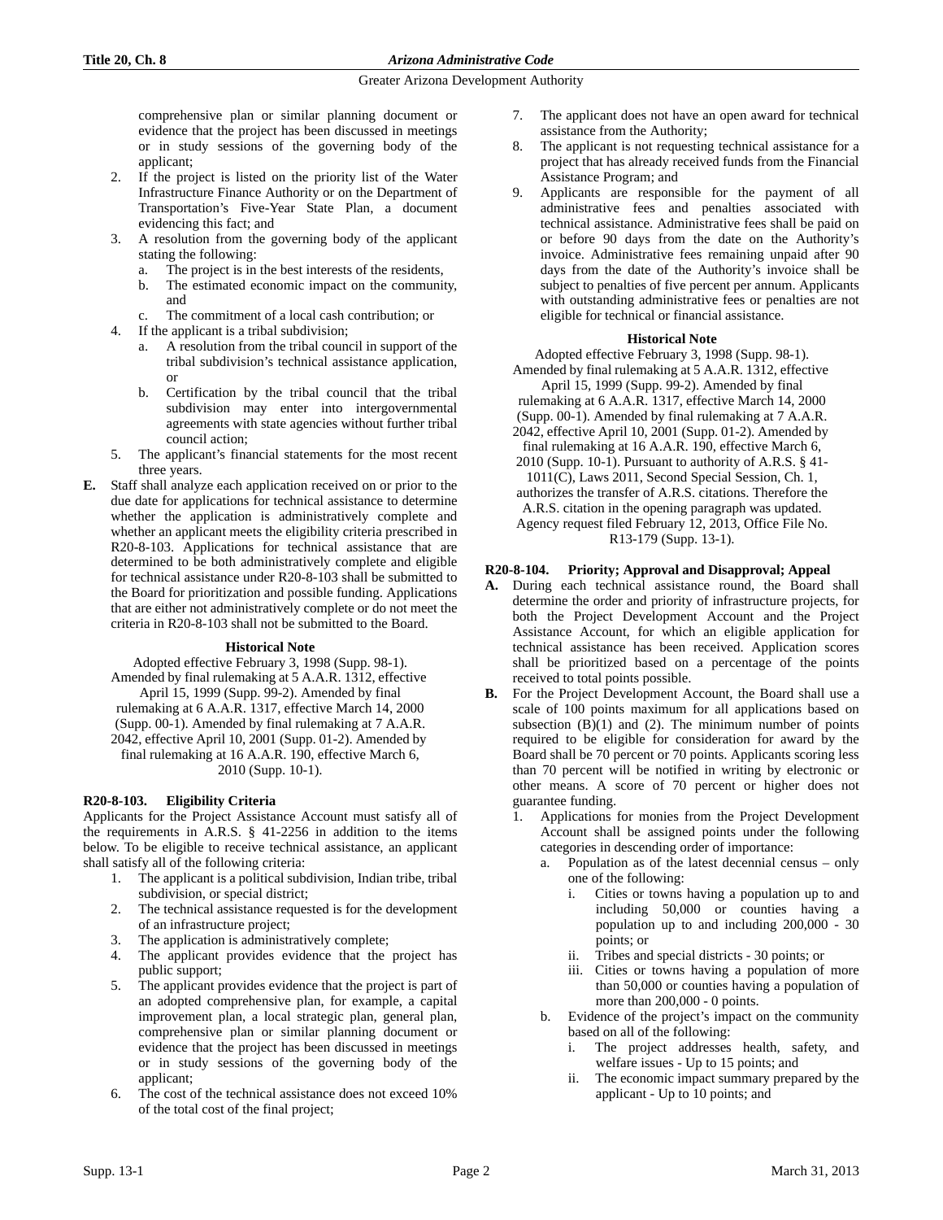comprehensive plan or similar planning document or evidence that the project has been discussed in meetings or in study sessions of the governing body of the applicant;

2. If the project is listed on the priority list of the Water Infrastructure Finance Authority or on the Department of Transportation's Five-Year State Plan, a document evidencing this fact; and
3. A resolution from the governing body of the applicant stating the following:
   a. The project is in the best interests of the residents,
   b. The estimated economic impact on the community, and
   c. The commitment of a local cash contribution; or
4. If the applicant is a tribal subdivision;
   a. A resolution from the tribal council in support of the tribal subdivision's technical assistance application, or
   b. Certification by the tribal council that the tribal subdivision may enter into intergovernmental agreements with state agencies without further tribal council action;
5. The applicant's financial statements for the most recent three years.

**E.** Staff shall analyze each application received on or prior to the due date for applications for technical assistance to determine whether the application is administratively complete and whether an applicant meets the eligibility criteria prescribed in R20-8-103. Applications for technical assistance that are determined to be both administratively complete and eligible for technical assistance under R20-8-103 shall be submitted to the Board for prioritization and possible funding. Applications that are either not administratively complete or do not meet the criteria in R20-8-103 shall not be submitted to the Board.

**Historical Note**

Adopted effective February 3, 1998 (Supp. 98-1). Amended by final rulemaking at 5 A.A.R. 1312, effective April 15, 1999 (Supp. 99-2). Amended by final rulemaking at 6 A.A.R. 1317, effective March 14, 2000 (Supp. 00-1). Amended by final rulemaking at 7 A.A.R. 2042, effective April 10, 2001 (Supp. 01-2). Amended by final rulemaking at 16 A.A.R. 190, effective March 6, 2010 (Supp. 10-1).

## R20-8-103. Eligibility Criteria

Applicants for the Project Assistance Account must satisfy all of the requirements in A.R.S. § 41-2256 in addition to the items below. To be eligible to receive technical assistance, an applicant shall satisfy all of the following criteria:

1. The applicant is a political subdivision, Indian tribe, tribal subdivision, or special district;
2. The technical assistance requested is for the development of an infrastructure project;
3. The application is administratively complete;
4. The applicant provides evidence that the project has public support;
5. The applicant provides evidence that the project is part of an adopted comprehensive plan, for example, a capital improvement plan, a local strategic plan, general plan, comprehensive plan or similar planning document or evidence that the project has been discussed in meetings or in study sessions of the governing body of the applicant;
6. The cost of the technical assistance does not exceed 10% of the total cost of the final project;
7. The applicant does not have an open award for technical assistance from the Authority;
8. The applicant is not requesting technical assistance for a project that has already received funds from the Financial Assistance Program; and
9. Applicants are responsible for the payment of all administrative fees and penalties associated with technical assistance. Administrative fees shall be paid on or before 90 days from the date on the Authority's invoice. Administrative fees remaining unpaid after 90 days from the date of the Authority's invoice shall be subject to penalties of five percent per annum. Applicants with outstanding administrative fees or penalties are not eligible for technical or financial assistance.

**Historical Note**

Adopted effective February 3, 1998 (Supp. 98-1). Amended by final rulemaking at 5 A.A.R. 1312, effective April 15, 1999 (Supp. 99-2). Amended by final rulemaking at 6 A.A.R. 1317, effective March 14, 2000 (Supp. 00-1). Amended by final rulemaking at 7 A.A.R. 2042, effective April 10, 2001 (Supp. 01-2). Amended by final rulemaking at 16 A.A.R. 190, effective March 6, 2010 (Supp. 10-1). Pursuant to authority of A.R.S. § 41-1011(C), Laws 2011, Second Special Session, Ch. 1, authorizes the transfer of A.R.S. citations. Therefore the A.R.S. citation in the opening paragraph was updated. Agency request filed February 12, 2013, Office File No. R13-179 (Supp. 13-1).

## R20-8-104. Priority; Approval and Disapproval; Appeal

**A.** During each technical assistance round, the Board shall determine the order and priority of infrastructure projects, for both the Project Development Account and the Project Assistance Account, for which an eligible application for technical assistance has been received. Application scores shall be prioritized based on a percentage of the points received to total points possible.

**B.** For the Project Development Account, the Board shall use a scale of 100 points maximum for all applications based on subsection (B)(1) and (2). The minimum number of points required to be eligible for consideration for award by the Board shall be 70 percent or 70 points. Applicants scoring less than 70 percent will be notified in writing by electronic or other means. A score of 70 percent or higher does not guarantee funding.

1. Applications for monies from the Project Development Account shall be assigned points under the following categories in descending order of importance:
   a. Population as of the latest decennial census – only one of the following:
      i. Cities or towns having a population up to and including 50,000 or counties having a population up to and including 200,000 - 30 points; or
      ii. Tribes and special districts - 30 points; or
      iii. Cities or towns having a population of more than 50,000 or counties having a population of more than 200,000 - 0 points.
   b. Evidence of the project's impact on the community based on all of the following:
      i. The project addresses health, safety, and welfare issues - Up to 15 points; and
      ii. The economic impact summary prepared by the applicant - Up to 10 points; and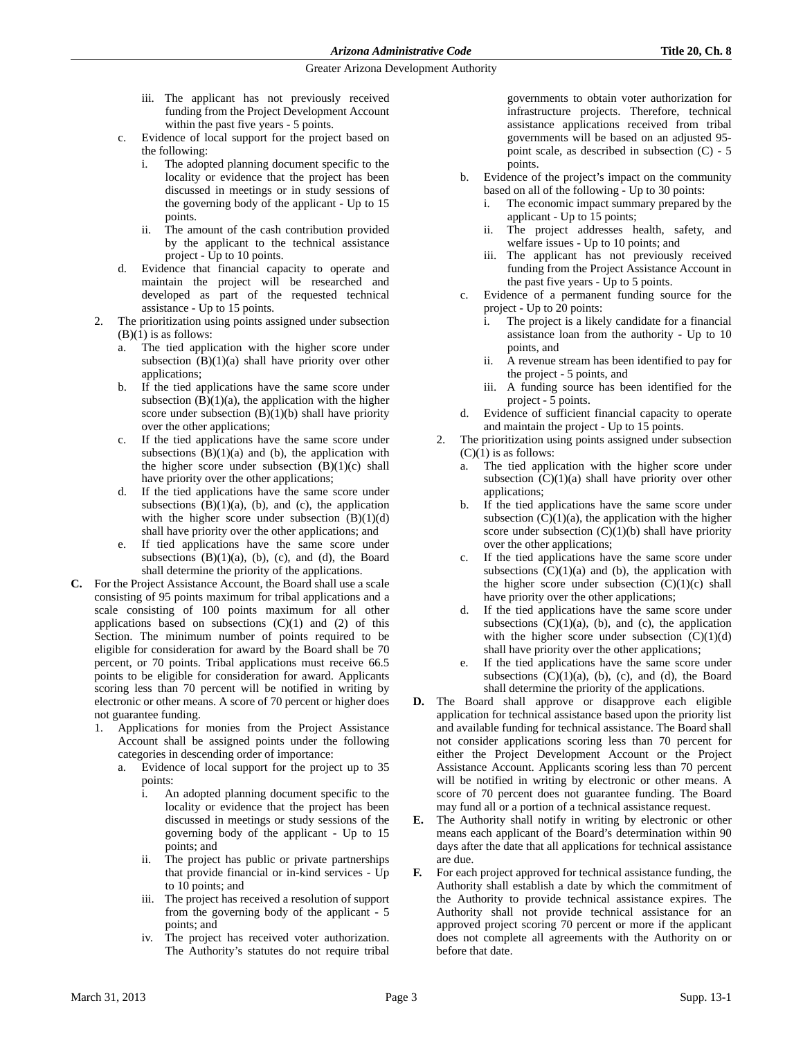iii. The applicant has not previously received funding from the Project Development Account within the past five years - 5 points.

c. Evidence of local support for the project based on the following:

i. The adopted planning document specific to the locality or evidence that the project has been discussed in meetings or in study sessions of the governing body of the applicant - Up to 15 points.

ii. The amount of the cash contribution provided by the applicant to the technical assistance project - Up to 10 points.

d. Evidence that financial capacity to operate and maintain the project will be researched and developed as part of the requested technical assistance - Up to 15 points.

2. The prioritization using points assigned under subsection (B)(1) is as follows:

a. The tied application with the higher score under subsection (B)(1)(a) shall have priority over other applications;

b. If the tied applications have the same score under subsection (B)(1)(a), the application with the higher score under subsection (B)(1)(b) shall have priority over the other applications;

c. If the tied applications have the same score under subsections (B)(1)(a) and (b), the application with the higher score under subsection (B)(1)(c) shall have priority over the other applications;

d. If the tied applications have the same score under subsections (B)(1)(a), (b), and (c), the application with the higher score under subsection (B)(1)(d) shall have priority over the other applications; and

e. If tied applications have the same score under subsections (B)(1)(a), (b), (c), and (d), the Board shall determine the priority of the applications.

**C.** For the Project Assistance Account, the Board shall use a scale consisting of 95 points maximum for tribal applications and a scale consisting of 100 points maximum for all other applications based on subsections (C)(1) and (2) of this Section. The minimum number of points required to be eligible for consideration for award by the Board shall be 70 percent, or 70 points. Tribal applications must receive 66.5 points to be eligible for consideration for award. Applicants scoring less than 70 percent will be notified in writing by electronic or other means. A score of 70 percent or higher does not guarantee funding.

1. Applications for monies from the Project Assistance Account shall be assigned points under the following categories in descending order of importance:

a. Evidence of local support for the project up to 35 points:

i. An adopted planning document specific to the locality or evidence that the project has been discussed in meetings or study sessions of the governing body of the applicant - Up to 15 points; and

ii. The project has public or private partnerships that provide financial or in-kind services - Up to 10 points; and

iii. The project has received a resolution of support from the governing body of the applicant - 5 points; and

iv. The project has received voter authorization. The Authority's statutes do not require tribal governments to obtain voter authorization for infrastructure projects. Therefore, technical assistance applications received from tribal governments will be based on an adjusted 95-point scale, as described in subsection (C) - 5 points.

b. Evidence of the project's impact on the community based on all of the following - Up to 30 points:

i. The economic impact summary prepared by the applicant - Up to 15 points;

ii. The project addresses health, safety, and welfare issues - Up to 10 points; and

iii. The applicant has not previously received funding from the Project Assistance Account in the past five years - Up to 5 points.

c. Evidence of a permanent funding source for the project - Up to 20 points:

i. The project is a likely candidate for a financial assistance loan from the authority - Up to 10 points, and

ii. A revenue stream has been identified to pay for the project - 5 points, and

iii. A funding source has been identified for the project - 5 points.

d. Evidence of sufficient financial capacity to operate and maintain the project - Up to 15 points.

2. The prioritization using points assigned under subsection (C)(1) is as follows:

a. The tied application with the higher score under subsection (C)(1)(a) shall have priority over other applications;

b. If the tied applications have the same score under subsection (C)(1)(a), the application with the higher score under subsection (C)(1)(b) shall have priority over the other applications;

c. If the tied applications have the same score under subsections (C)(1)(a) and (b), the application with the higher score under subsection (C)(1)(c) shall have priority over the other applications;

d. If the tied applications have the same score under subsections (C)(1)(a), (b), and (c), the application with the higher score under subsection (C)(1)(d) shall have priority over the other applications;

e. If the tied applications have the same score under subsections (C)(1)(a), (b), (c), and (d), the Board shall determine the priority of the applications.

**D.** The Board shall approve or disapprove each eligible application for technical assistance based upon the priority list and available funding for technical assistance. The Board shall not consider applications scoring less than 70 percent for either the Project Development Account or the Project Assistance Account. Applicants scoring less than 70 percent will be notified in writing by electronic or other means. A score of 70 percent does not guarantee funding. The Board may fund all or a portion of a technical assistance request.

**E.** The Authority shall notify in writing by electronic or other means each applicant of the Board's determination within 90 days after the date that all applications for technical assistance are due.

**F.** For each project approved for technical assistance funding, the Authority shall establish a date by which the commitment of the Authority to provide technical assistance expires. The Authority shall not provide technical assistance for an approved project scoring 70 percent or more if the applicant does not complete all agreements with the Authority on or before that date.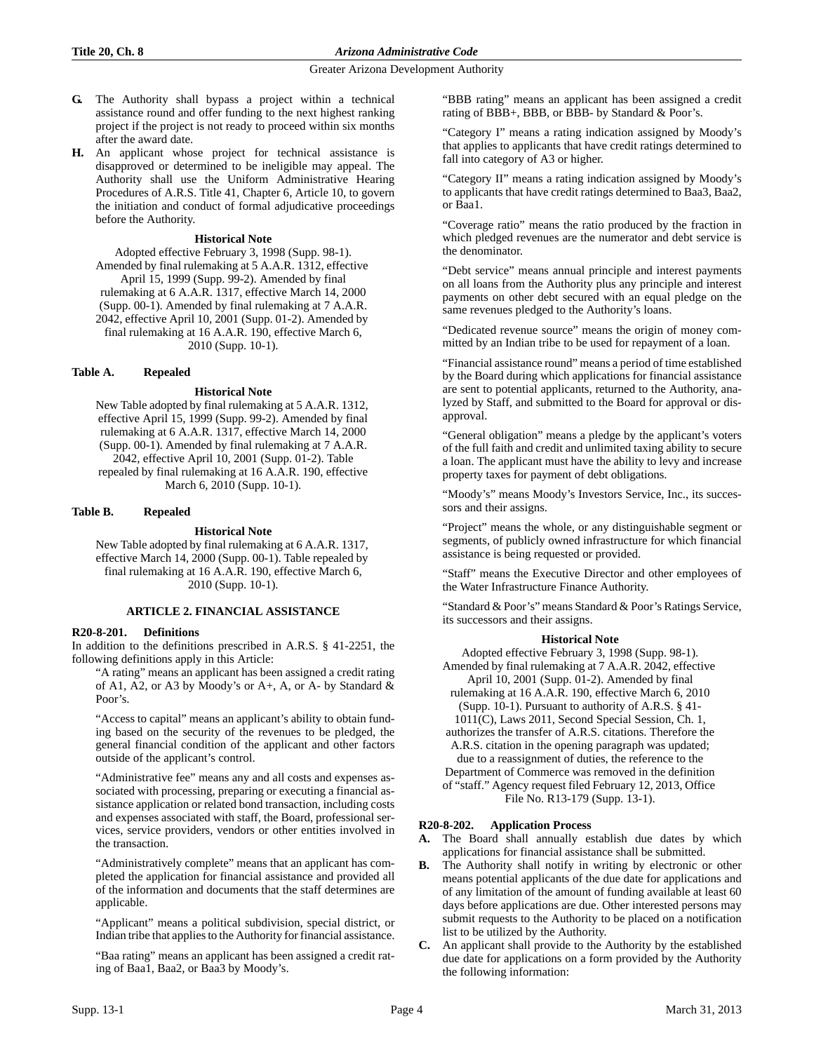**G.** The Authority shall bypass a project within a technical assistance round and offer funding to the next highest ranking project if the project is not ready to proceed within six months after the award date.

**H.** An applicant whose project for technical assistance is disapproved or determined to be ineligible may appeal. The Authority shall use the Uniform Administrative Hearing Procedures of A.R.S. Title 41, Chapter 6, Article 10, to govern the initiation and conduct of formal adjudicative proceedings before the Authority.

**Historical Note**

Adopted effective February 3, 1998 (Supp. 98-1). Amended by final rulemaking at 5 A.A.R. 1312, effective April 15, 1999 (Supp. 99-2). Amended by final rulemaking at 6 A.A.R. 1317, effective March 14, 2000 (Supp. 00-1). Amended by final rulemaking at 7 A.A.R. 2042, effective April 10, 2001 (Supp. 01-2). Amended by final rulemaking at 16 A.A.R. 190, effective March 6, 2010 (Supp. 10-1).

**Table A. Repealed**

**Historical Note**

New Table adopted by final rulemaking at 5 A.A.R. 1312, effective April 15, 1999 (Supp. 99-2). Amended by final rulemaking at 6 A.A.R. 1317, effective March 14, 2000 (Supp. 00-1). Amended by final rulemaking at 7 A.A.R. 2042, effective April 10, 2001 (Supp. 01-2). Table repealed by final rulemaking at 16 A.A.R. 190, effective March 6, 2010 (Supp. 10-1).

**Table B. Repealed**

**Historical Note**

New Table adopted by final rulemaking at 6 A.A.R. 1317, effective March 14, 2000 (Supp. 00-1). Table repealed by final rulemaking at 16 A.A.R. 190, effective March 6, 2010 (Supp. 10-1).

## ARTICLE 2. FINANCIAL ASSISTANCE

### R20-8-201. Definitions

In addition to the definitions prescribed in A.R.S. § 41-2251, the following definitions apply in this Article:

"A rating" means an applicant has been assigned a credit rating of A1, A2, or A3 by Moody's or A+, A, or A- by Standard & Poor's.

"Access to capital" means an applicant's ability to obtain funding based on the security of the revenues to be pledged, the general financial condition of the applicant and other factors outside of the applicant's control.

"Administrative fee" means any and all costs and expenses associated with processing, preparing or executing a financial assistance application or related bond transaction, including costs and expenses associated with staff, the Board, professional services, service providers, vendors or other entities involved in the transaction.

"Administratively complete" means that an applicant has completed the application for financial assistance and provided all of the information and documents that the staff determines are applicable.

"Applicant" means a political subdivision, special district, or Indian tribe that applies to the Authority for financial assistance.

"Baa rating" means an applicant has been assigned a credit rating of Baa1, Baa2, or Baa3 by Moody's.

"BBB rating" means an applicant has been assigned a credit rating of BBB+, BBB, or BBB- by Standard & Poor's.

"Category I" means a rating indication assigned by Moody's that applies to applicants that have credit ratings determined to fall into category of A3 or higher.

"Category II" means a rating indication assigned by Moody's to applicants that have credit ratings determined to Baa3, Baa2, or Baa1.

"Coverage ratio" means the ratio produced by the fraction in which pledged revenues are the numerator and debt service is the denominator.

"Debt service" means annual principle and interest payments on all loans from the Authority plus any principle and interest payments on other debt secured with an equal pledge on the same revenues pledged to the Authority's loans.

"Dedicated revenue source" means the origin of money committed by an Indian tribe to be used for repayment of a loan.

"Financial assistance round" means a period of time established by the Board during which applications for financial assistance are sent to potential applicants, returned to the Authority, analyzed by Staff, and submitted to the Board for approval or disapproval.

"General obligation" means a pledge by the applicant's voters of the full faith and credit and unlimited taxing ability to secure a loan. The applicant must have the ability to levy and increase property taxes for payment of debt obligations.

"Moody's" means Moody's Investors Service, Inc., its successors and their assigns.

"Project" means the whole, or any distinguishable segment or segments, of publicly owned infrastructure for which financial assistance is being requested or provided.

"Staff" means the Executive Director and other employees of the Water Infrastructure Finance Authority.

"Standard & Poor's" means Standard & Poor's Ratings Service, its successors and their assigns.

**Historical Note**

Adopted effective February 3, 1998 (Supp. 98-1). Amended by final rulemaking at 7 A.A.R. 2042, effective April 10, 2001 (Supp. 01-2). Amended by final rulemaking at 16 A.A.R. 190, effective March 6, 2010 (Supp. 10-1). Pursuant to authority of A.R.S. § 41-1011(C), Laws 2011, Second Special Session, Ch. 1, authorizes the transfer of A.R.S. citations. Therefore the A.R.S. citation in the opening paragraph was updated; due to a reassignment of duties, the reference to the Department of Commerce was removed in the definition of "staff." Agency request filed February 12, 2013, Office File No. R13-179 (Supp. 13-1).

### R20-8-202. Application Process

**A.** The Board shall annually establish due dates by which applications for financial assistance shall be submitted.

**B.** The Authority shall notify in writing by electronic or other means potential applicants of the due date for applications and of any limitation of the amount of funding available at least 60 days before applications are due. Other interested persons may submit requests to the Authority to be placed on a notification list to be utilized by the Authority.

**C.** An applicant shall provide to the Authority by the established due date for applications on a form provided by the Authority the following information: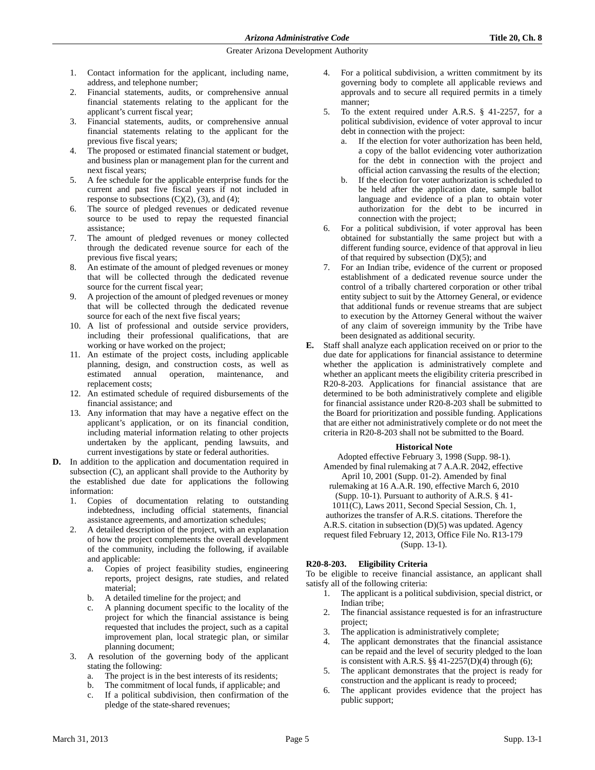1. Contact information for the applicant, including name, address, and telephone number;
2. Financial statements, audits, or comprehensive annual financial statements relating to the applicant for the applicant's current fiscal year;
3. Financial statements, audits, or comprehensive annual financial statements relating to the applicant for the previous five fiscal years;
4. The proposed or estimated financial statement or budget, and business plan or management plan for the current and next fiscal years;
5. A fee schedule for the applicable enterprise funds for the current and past five fiscal years if not included in response to subsections (C)(2), (3), and (4);
6. The source of pledged revenues or dedicated revenue source to be used to repay the requested financial assistance;
7. The amount of pledged revenues or money collected through the dedicated revenue source for each of the previous five fiscal years;
8. An estimate of the amount of pledged revenues or money that will be collected through the dedicated revenue source for the current fiscal year;
9. A projection of the amount of pledged revenues or money that will be collected through the dedicated revenue source for each of the next five fiscal years;
10. A list of professional and outside service providers, including their professional qualifications, that are working or have worked on the project;
11. An estimate of the project costs, including applicable planning, design, and construction costs, as well as estimated annual operation, maintenance, and replacement costs;
12. An estimated schedule of required disbursements of the financial assistance; and
13. Any information that may have a negative effect on the applicant's application, or on its financial condition, including material information relating to other projects undertaken by the applicant, pending lawsuits, and current investigations by state or federal authorities.

**D.** In addition to the application and documentation required in subsection (C), an applicant shall provide to the Authority by the established due date for applications the following information:
1. Copies of documentation relating to outstanding indebtedness, including official statements, financial assistance agreements, and amortization schedules;
2. A detailed description of the project, with an explanation of how the project complements the overall development of the community, including the following, if available and applicable:
   a. Copies of project feasibility studies, engineering reports, project designs, rate studies, and related material;
   b. A detailed timeline for the project; and
   c. A planning document specific to the locality of the project for which the financial assistance is being requested that includes the project, such as a capital improvement plan, local strategic plan, or similar planning document;
3. A resolution of the governing body of the applicant stating the following:
   a. The project is in the best interests of its residents;
   b. The commitment of local funds, if applicable; and
   c. If a political subdivision, then confirmation of the pledge of the state-shared revenues;
4. For a political subdivision, a written commitment by its governing body to complete all applicable reviews and approvals and to secure all required permits in a timely manner;
5. To the extent required under A.R.S. § 41-2257, for a political subdivision, evidence of voter approval to incur debt in connection with the project:
   a. If the election for voter authorization has been held, a copy of the ballot evidencing voter authorization for the debt in connection with the project and official action canvassing the results of the election;
   b. If the election for voter authorization is scheduled to be held after the application date, sample ballot language and evidence of a plan to obtain voter authorization for the debt to be incurred in connection with the project;
6. For a political subdivision, if voter approval has been obtained for substantially the same project but with a different funding source, evidence of that approval in lieu of that required by subsection (D)(5); and
7. For an Indian tribe, evidence of the current or proposed establishment of a dedicated revenue source under the control of a tribally chartered corporation or other tribal entity subject to suit by the Attorney General, or evidence that additional funds or revenue streams that are subject to execution by the Attorney General without the waiver of any claim of sovereign immunity by the Tribe have been designated as additional security.

**E.** Staff shall analyze each application received on or prior to the due date for applications for financial assistance to determine whether the application is administratively complete and whether an applicant meets the eligibility criteria prescribed in R20-8-203. Applications for financial assistance that are determined to be both administratively complete and eligible for financial assistance under R20-8-203 shall be submitted to the Board for prioritization and possible funding. Applications that are either not administratively complete or do not meet the criteria in R20-8-203 shall not be submitted to the Board.

**Historical Note**

Adopted effective February 3, 1998 (Supp. 98-1). Amended by final rulemaking at 7 A.A.R. 2042, effective April 10, 2001 (Supp. 01-2). Amended by final rulemaking at 16 A.A.R. 190, effective March 6, 2010 (Supp. 10-1). Pursuant to authority of A.R.S. § 41-1011(C), Laws 2011, Second Special Session, Ch. 1, authorizes the transfer of A.R.S. citations. Therefore the A.R.S. citation in subsection (D)(5) was updated. Agency request filed February 12, 2013, Office File No. R13-179 (Supp. 13-1).

### R20-8-203. Eligibility Criteria

To be eligible to receive financial assistance, an applicant shall satisfy all of the following criteria:
1. The applicant is a political subdivision, special district, or Indian tribe;
2. The financial assistance requested is for an infrastructure project;
3. The application is administratively complete;
4. The applicant demonstrates that the financial assistance can be repaid and the level of security pledged to the loan is consistent with A.R.S. §§ 41-2257(D)(4) through (6);
5. The applicant demonstrates that the project is ready for construction and the applicant is ready to proceed;
6. The applicant provides evidence that the project has public support;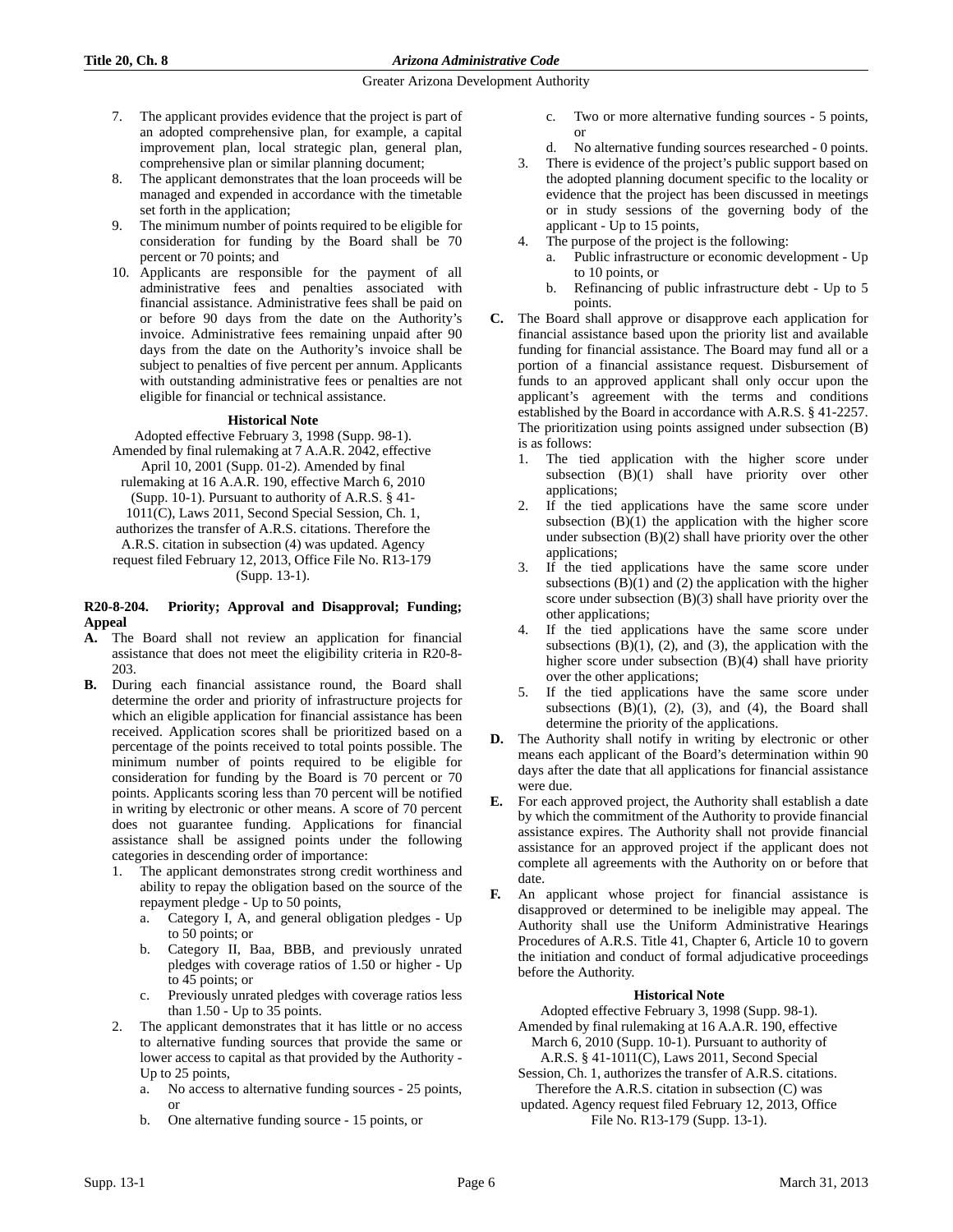7. The applicant provides evidence that the project is part of an adopted comprehensive plan, for example, a capital improvement plan, local strategic plan, general plan, comprehensive plan or similar planning document;
8. The applicant demonstrates that the loan proceeds will be managed and expended in accordance with the timetable set forth in the application;
9. The minimum number of points required to be eligible for consideration for funding by the Board shall be 70 percent or 70 points; and
10. Applicants are responsible for the payment of all administrative fees and penalties associated with financial assistance. Administrative fees shall be paid on or before 90 days from the date on the Authority's invoice. Administrative fees remaining unpaid after 90 days from the date on the Authority's invoice shall be subject to penalties of five percent per annum. Applicants with outstanding administrative fees or penalties are not eligible for financial or technical assistance.

**Historical Note**

Adopted effective February 3, 1998 (Supp. 98-1). Amended by final rulemaking at 7 A.A.R. 2042, effective April 10, 2001 (Supp. 01-2). Amended by final rulemaking at 16 A.A.R. 190, effective March 6, 2010 (Supp. 10-1). Pursuant to authority of A.R.S. § 41-1011(C), Laws 2011, Second Special Session, Ch. 1, authorizes the transfer of A.R.S. citations. Therefore the A.R.S. citation in subsection (4) was updated. Agency request filed February 12, 2013, Office File No. R13-179 (Supp. 13-1).

**R20-8-204. Priority; Approval and Disapproval; Funding; Appeal**

**A.** The Board shall not review an application for financial assistance that does not meet the eligibility criteria in R20-8-203.

**B.** During each financial assistance round, the Board shall determine the order and priority of infrastructure projects for which an eligible application for financial assistance has been received. Application scores shall be prioritized based on a percentage of the points received to total points possible. The minimum number of points required to be eligible for consideration for funding by the Board is 70 percent or 70 points. Applicants scoring less than 70 percent will be notified in writing by electronic or other means. A score of 70 percent does not guarantee funding. Applications for financial assistance shall be assigned points under the following categories in descending order of importance:

1. The applicant demonstrates strong credit worthiness and ability to repay the obligation based on the source of the repayment pledge - Up to 50 points,
   a. Category I, A, and general obligation pledges - Up to 50 points; or
   b. Category II, Baa, BBB, and previously unrated pledges with coverage ratios of 1.50 or higher - Up to 45 points; or
   c. Previously unrated pledges with coverage ratios less than 1.50 - Up to 35 points.
2. The applicant demonstrates that it has little or no access to alternative funding sources that provide the same or lower access to capital as that provided by the Authority - Up to 25 points,
   a. No access to alternative funding sources - 25 points, or
   b. One alternative funding source - 15 points, or
   c. Two or more alternative funding sources - 5 points, or
   d. No alternative funding sources researched - 0 points.
3. There is evidence of the project's public support based on the adopted planning document specific to the locality or evidence that the project has been discussed in meetings or in study sessions of the governing body of the applicant - Up to 15 points,
4. The purpose of the project is the following:
   a. Public infrastructure or economic development - Up to 10 points, or
   b. Refinancing of public infrastructure debt - Up to 5 points.

**C.** The Board shall approve or disapprove each application for financial assistance based upon the priority list and available funding for financial assistance. The Board may fund all or a portion of a financial assistance request. Disbursement of funds to an approved applicant shall only occur upon the applicant's agreement with the terms and conditions established by the Board in accordance with A.R.S. § 41-2257. The prioritization using points assigned under subsection (B) is as follows:

1. The tied application with the higher score under subsection (B)(1) shall have priority over other applications;
2. If the tied applications have the same score under subsection (B)(1) the application with the higher score under subsection (B)(2) shall have priority over the other applications;
3. If the tied applications have the same score under subsections (B)(1) and (2) the application with the higher score under subsection (B)(3) shall have priority over the other applications;
4. If the tied applications have the same score under subsections (B)(1), (2), and (3), the application with the higher score under subsection (B)(4) shall have priority over the other applications;
5. If the tied applications have the same score under subsections (B)(1), (2), (3), and (4), the Board shall determine the priority of the applications.

**D.** The Authority shall notify in writing by electronic or other means each applicant of the Board's determination within 90 days after the date that all applications for financial assistance were due.

**E.** For each approved project, the Authority shall establish a date by which the commitment of the Authority to provide financial assistance expires. The Authority shall not provide financial assistance for an approved project if the applicant does not complete all agreements with the Authority on or before that date.

**F.** An applicant whose project for financial assistance is disapproved or determined to be ineligible may appeal. The Authority shall use the Uniform Administrative Hearings Procedures of A.R.S. Title 41, Chapter 6, Article 10 to govern the initiation and conduct of formal adjudicative proceedings before the Authority.

**Historical Note**

Adopted effective February 3, 1998 (Supp. 98-1). Amended by final rulemaking at 16 A.A.R. 190, effective March 6, 2010 (Supp. 10-1). Pursuant to authority of A.R.S. § 41-1011(C), Laws 2011, Second Special Session, Ch. 1, authorizes the transfer of A.R.S. citations. Therefore the A.R.S. citation in subsection (C) was updated. Agency request filed February 12, 2013, Office File No. R13-179 (Supp. 13-1).